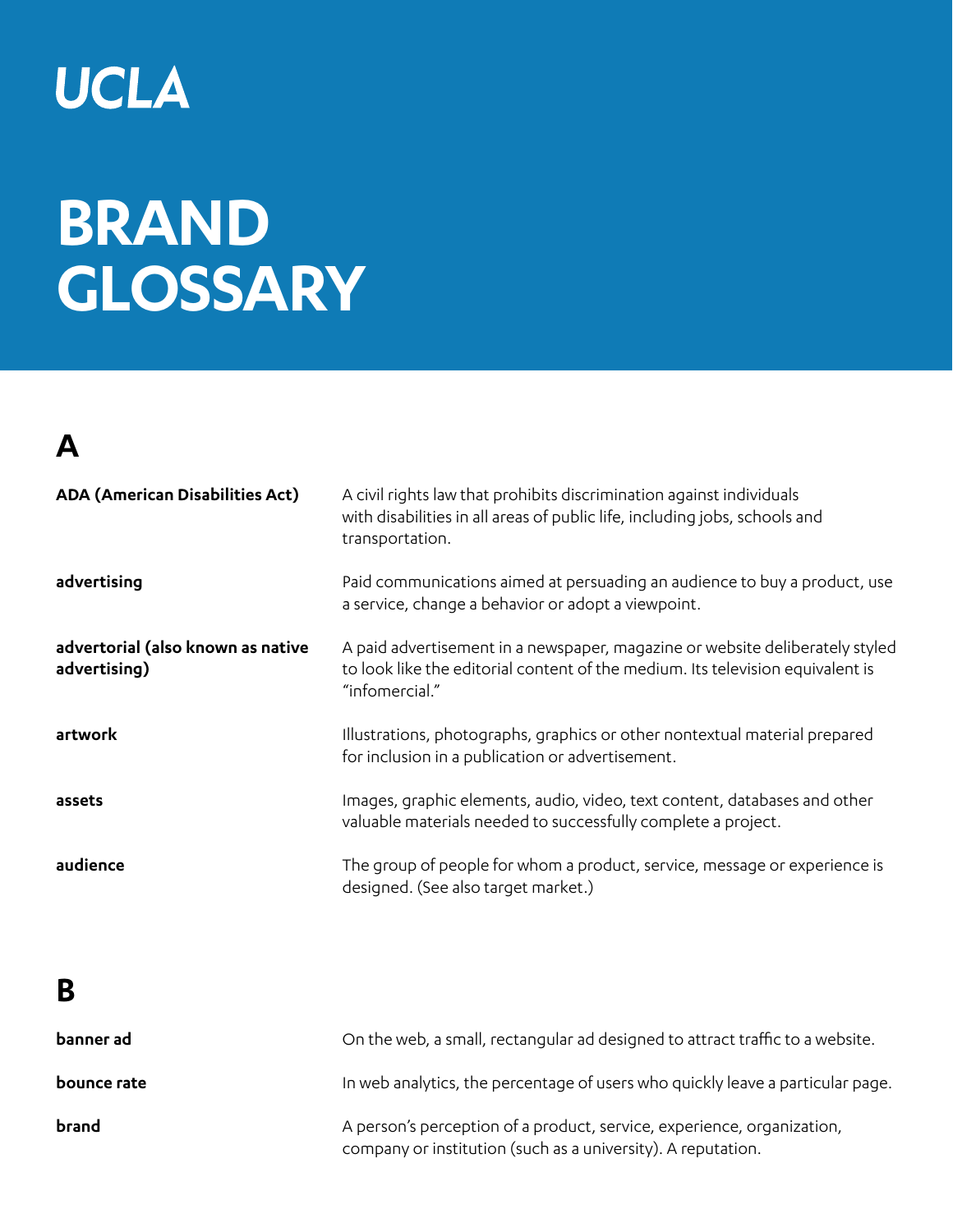UCLA

# BRAND GLOSSARY

## A

**ADA (American Disabilities Act)**
A civil rights law that prohibits discrimination against individuals with disabilities in all areas of public life, including jobs, schools and transportation.

**advertising**
Paid communications aimed at persuading an audience to buy a product, use a service, change a behavior or adopt a viewpoint.

**advertorial (also known as native advertising)**
A paid advertisement in a newspaper, magazine or website deliberately styled to look like the editorial content of the medium. Its television equivalent is "infomercial."

**artwork**
Illustrations, photographs, graphics or other nontextual material prepared for inclusion in a publication or advertisement.

**assets**
Images, graphic elements, audio, video, text content, databases and other valuable materials needed to successfully complete a project.

**audience**
The group of people for whom a product, service, message or experience is designed. (See also target market.)

## B

**banner ad**
On the web, a small, rectangular ad designed to attract traffic to a website.

**bounce rate**
In web analytics, the percentage of users who quickly leave a particular page.

**brand**
A person's perception of a product, service, experience, organization, company or institution (such as a university). A reputation.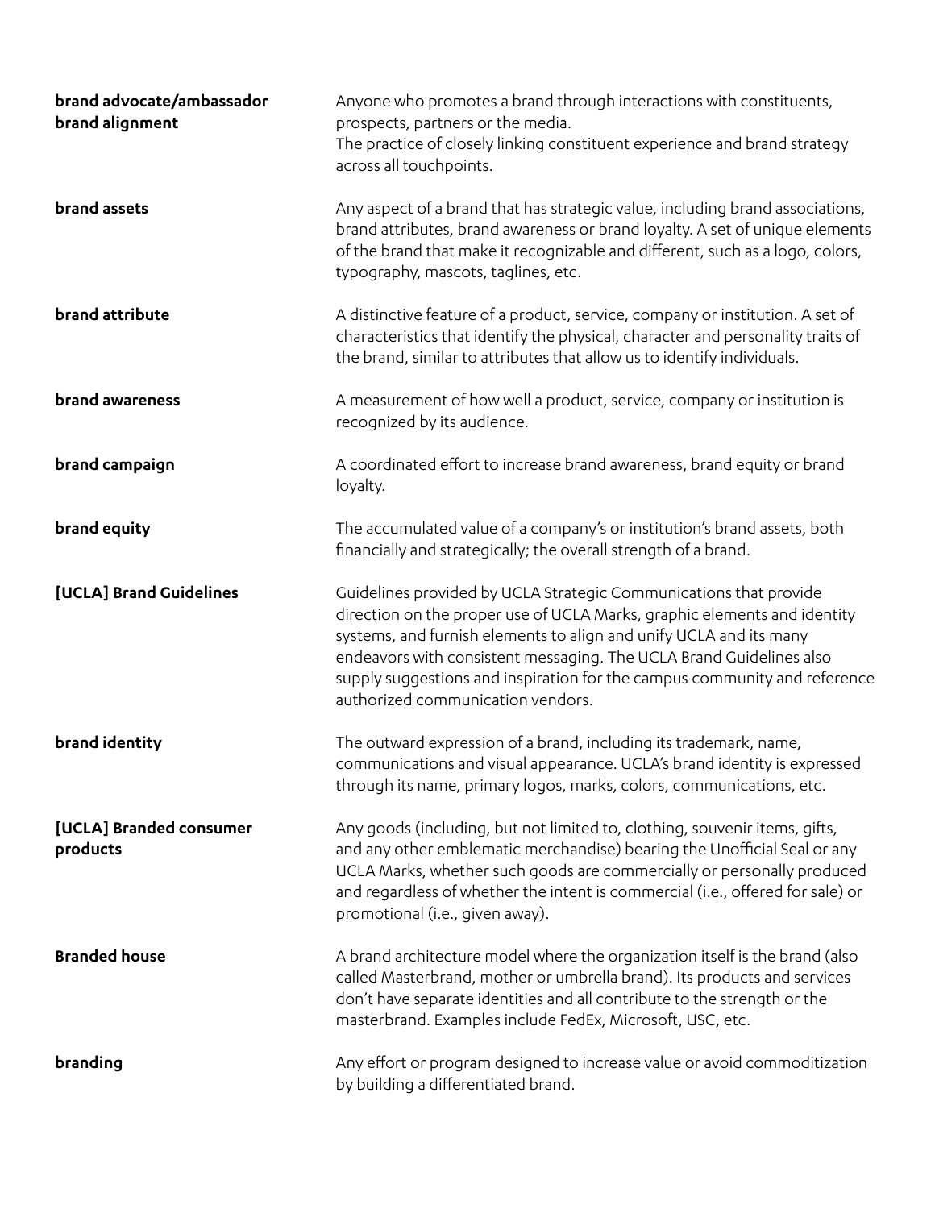**brand advocate/ambassador**
Anyone who promotes a brand through interactions with constituents, prospects, partners or the media.

**brand alignment**
The practice of closely linking constituent experience and brand strategy across all touchpoints.

**brand assets**
Any aspect of a brand that has strategic value, including brand associations, brand attributes, brand awareness or brand loyalty. A set of unique elements of the brand that make it recognizable and different, such as a logo, colors, typography, mascots, taglines, etc.

**brand attribute**
A distinctive feature of a product, service, company or institution. A set of characteristics that identify the physical, character and personality traits of the brand, similar to attributes that allow us to identify individuals.

**brand awareness**
A measurement of how well a product, service, company or institution is recognized by its audience.

**brand campaign**
A coordinated effort to increase brand awareness, brand equity or brand loyalty.

**brand equity**
The accumulated value of a company's or institution's brand assets, both financially and strategically; the overall strength of a brand.

**[UCLA] Brand Guidelines**
Guidelines provided by UCLA Strategic Communications that provide direction on the proper use of UCLA Marks, graphic elements and identity systems, and furnish elements to align and unify UCLA and its many endeavors with consistent messaging. The UCLA Brand Guidelines also supply suggestions and inspiration for the campus community and reference authorized communication vendors.

**brand identity**
The outward expression of a brand, including its trademark, name, communications and visual appearance. UCLA's brand identity is expressed through its name, primary logos, marks, colors, communications, etc.

**[UCLA] Branded consumer products**
Any goods (including, but not limited to, clothing, souvenir items, gifts, and any other emblematic merchandise) bearing the Unofficial Seal or any UCLA Marks, whether such goods are commercially or personally produced and regardless of whether the intent is commercial (i.e., offered for sale) or promotional (i.e., given away).

**Branded house**
A brand architecture model where the organization itself is the brand (also called Masterbrand, mother or umbrella brand). Its products and services don't have separate identities and all contribute to the strength or the masterbrand. Examples include FedEx, Microsoft, USC, etc.

**branding**
Any effort or program designed to increase value or avoid commoditization by building a differentiated brand.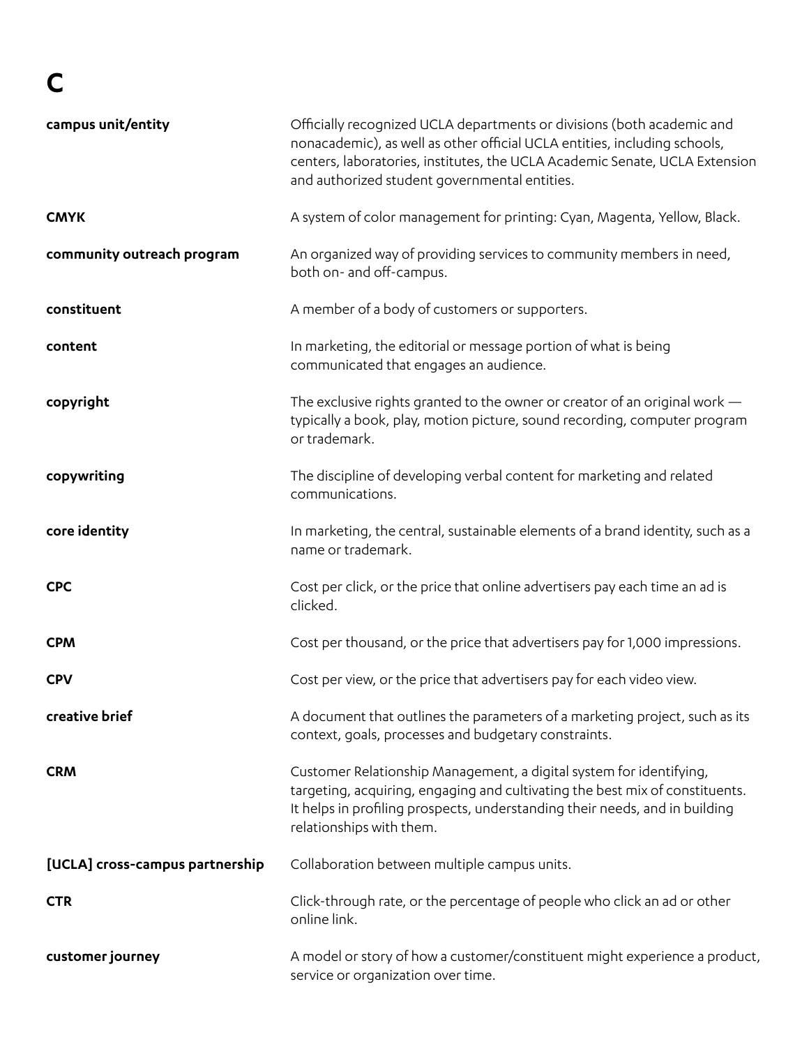# C

| | |
|---|---|
| **campus unit/entity** | Officially recognized UCLA departments or divisions (both academic and nonacademic), as well as other official UCLA entities, including schools, centers, laboratories, institutes, the UCLA Academic Senate, UCLA Extension and authorized student governmental entities. |
| **CMYK** | A system of color management for printing: Cyan, Magenta, Yellow, Black. |
| **community outreach program** | An organized way of providing services to community members in need, both on- and off-campus. |
| **constituent** | A member of a body of customers or supporters. |
| **content** | In marketing, the editorial or message portion of what is being communicated that engages an audience. |
| **copyright** | The exclusive rights granted to the owner or creator of an original work — typically a book, play, motion picture, sound recording, computer program or trademark. |
| **copywriting** | The discipline of developing verbal content for marketing and related communications. |
| **core identity** | In marketing, the central, sustainable elements of a brand identity, such as a name or trademark. |
| **CPC** | Cost per click, or the price that online advertisers pay each time an ad is clicked. |
| **CPM** | Cost per thousand, or the price that advertisers pay for 1,000 impressions. |
| **CPV** | Cost per view, or the price that advertisers pay for each video view. |
| **creative brief** | A document that outlines the parameters of a marketing project, such as its context, goals, processes and budgetary constraints. |
| **CRM** | Customer Relationship Management, a digital system for identifying, targeting, acquiring, engaging and cultivating the best mix of constituents. It helps in profiling prospects, understanding their needs, and in building relationships with them. |
| **[UCLA] cross-campus partnership** | Collaboration between multiple campus units. |
| **CTR** | Click-through rate, or the percentage of people who click an ad or other online link. |
| **customer journey** | A model or story of how a customer/constituent might experience a product, service or organization over time. |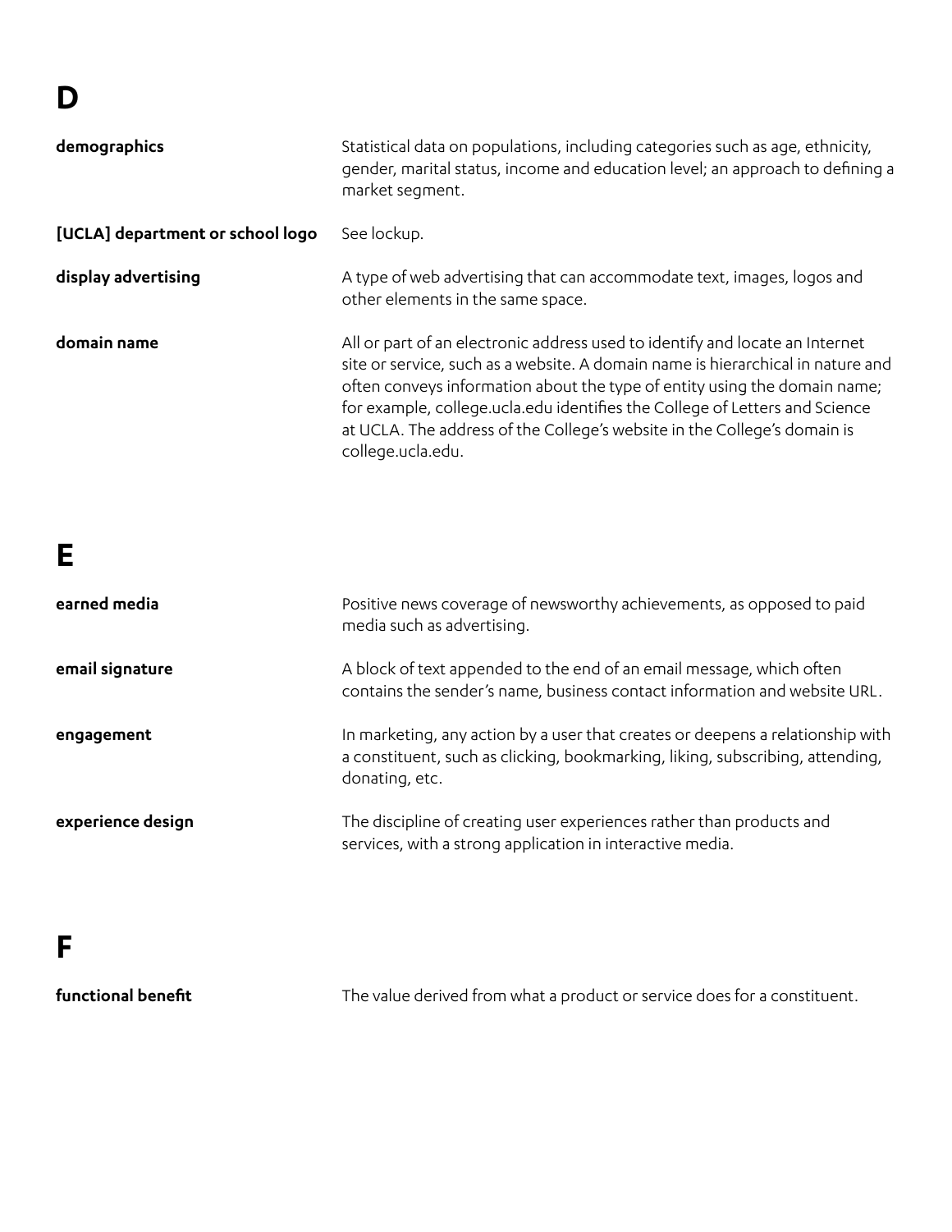# D

**demographics**
Statistical data on populations, including categories such as age, ethnicity, gender, marital status, income and education level; an approach to defining a market segment.

**[UCLA] department or school logo**
See lockup.

**display advertising**
A type of web advertising that can accommodate text, images, logos and other elements in the same space.

**domain name**
All or part of an electronic address used to identify and locate an Internet site or service, such as a website. A domain name is hierarchical in nature and often conveys information about the type of entity using the domain name; for example, college.ucla.edu identifies the College of Letters and Science at UCLA. The address of the College's website in the College's domain is college.ucla.edu.

# E

**earned media**
Positive news coverage of newsworthy achievements, as opposed to paid media such as advertising.

**email signature**
A block of text appended to the end of an email message, which often contains the sender's name, business contact information and website URL.

**engagement**
In marketing, any action by a user that creates or deepens a relationship with a constituent, such as clicking, bookmarking, liking, subscribing, attending, donating, etc.

**experience design**
The discipline of creating user experiences rather than products and services, with a strong application in interactive media.

# F

**functional benefit**
The value derived from what a product or service does for a constituent.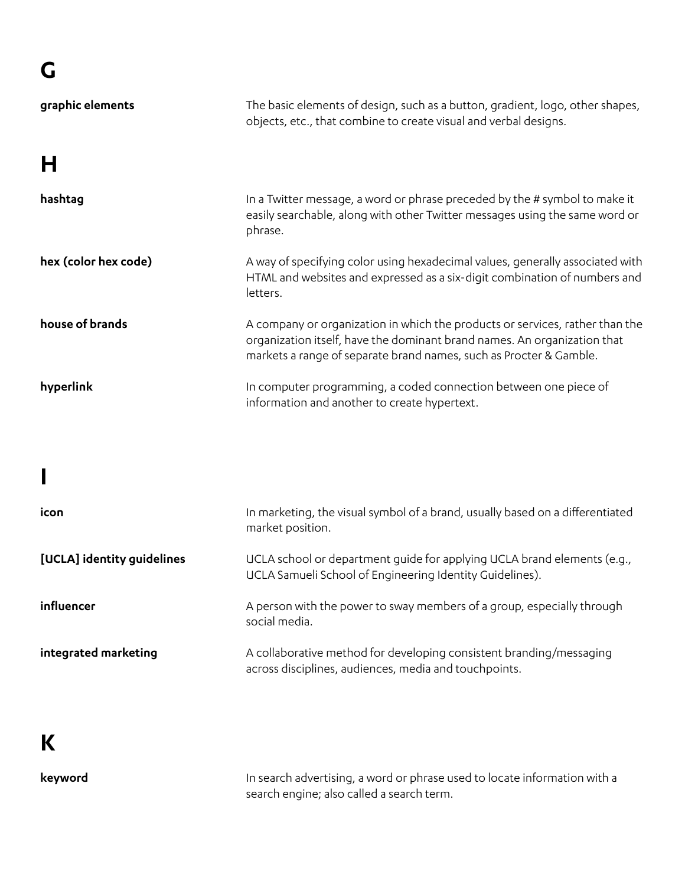## G

**graphic elements**

The basic elements of design, such as a button, gradient, logo, other shapes, objects, etc., that combine to create visual and verbal designs.

## H

**hashtag**

In a Twitter message, a word or phrase preceded by the # symbol to make it easily searchable, along with other Twitter messages using the same word or phrase.

**hex (color hex code)**

A way of specifying color using hexadecimal values, generally associated with HTML and websites and expressed as a six-digit combination of numbers and letters.

**house of brands**

A company or organization in which the products or services, rather than the organization itself, have the dominant brand names. An organization that markets a range of separate brand names, such as Procter & Gamble.

**hyperlink**

In computer programming, a coded connection between one piece of information and another to create hypertext.

## I

**icon**

In marketing, the visual symbol of a brand, usually based on a differentiated market position.

**[UCLA] identity guidelines**

UCLA school or department guide for applying UCLA brand elements (e.g., UCLA Samueli School of Engineering Identity Guidelines).

**influencer**

A person with the power to sway members of a group, especially through social media.

**integrated marketing**

A collaborative method for developing consistent branding/messaging across disciplines, audiences, media and touchpoints.

## K

**keyword**

In search advertising, a word or phrase used to locate information with a search engine; also called a search term.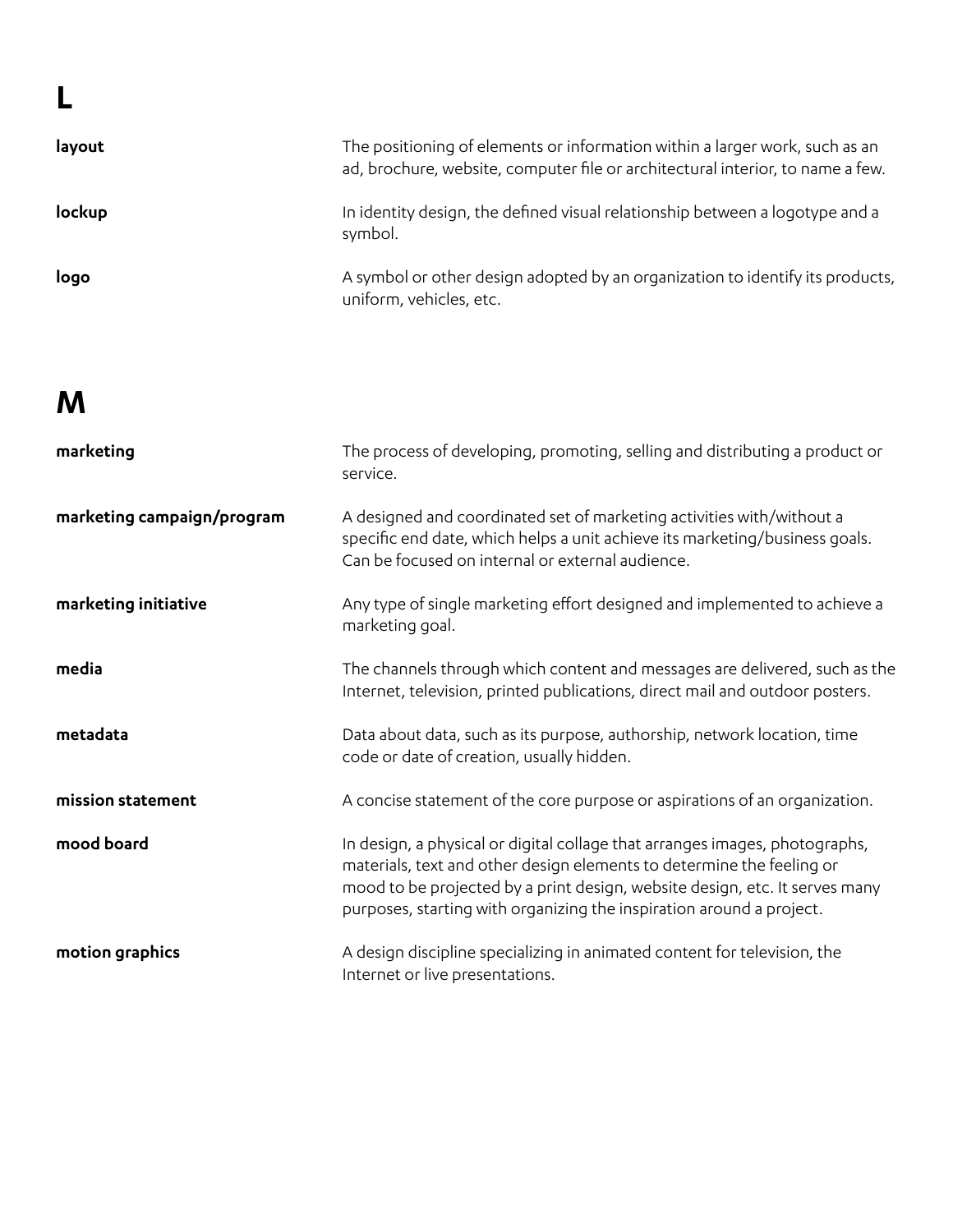# L

**layout** — The positioning of elements or information within a larger work, such as an ad, brochure, website, computer file or architectural interior, to name a few.

**lockup** — In identity design, the defined visual relationship between a logotype and a symbol.

**logo** — A symbol or other design adopted by an organization to identify its products, uniform, vehicles, etc.

# M

**marketing** — The process of developing, promoting, selling and distributing a product or service.

**marketing campaign/program** — A designed and coordinated set of marketing activities with/without a specific end date, which helps a unit achieve its marketing/business goals. Can be focused on internal or external audience.

**marketing initiative** — Any type of single marketing effort designed and implemented to achieve a marketing goal.

**media** — The channels through which content and messages are delivered, such as the Internet, television, printed publications, direct mail and outdoor posters.

**metadata** — Data about data, such as its purpose, authorship, network location, time code or date of creation, usually hidden.

**mission statement** — A concise statement of the core purpose or aspirations of an organization.

**mood board** — In design, a physical or digital collage that arranges images, photographs, materials, text and other design elements to determine the feeling or mood to be projected by a print design, website design, etc. It serves many purposes, starting with organizing the inspiration around a project.

**motion graphics** — A design discipline specializing in animated content for television, the Internet or live presentations.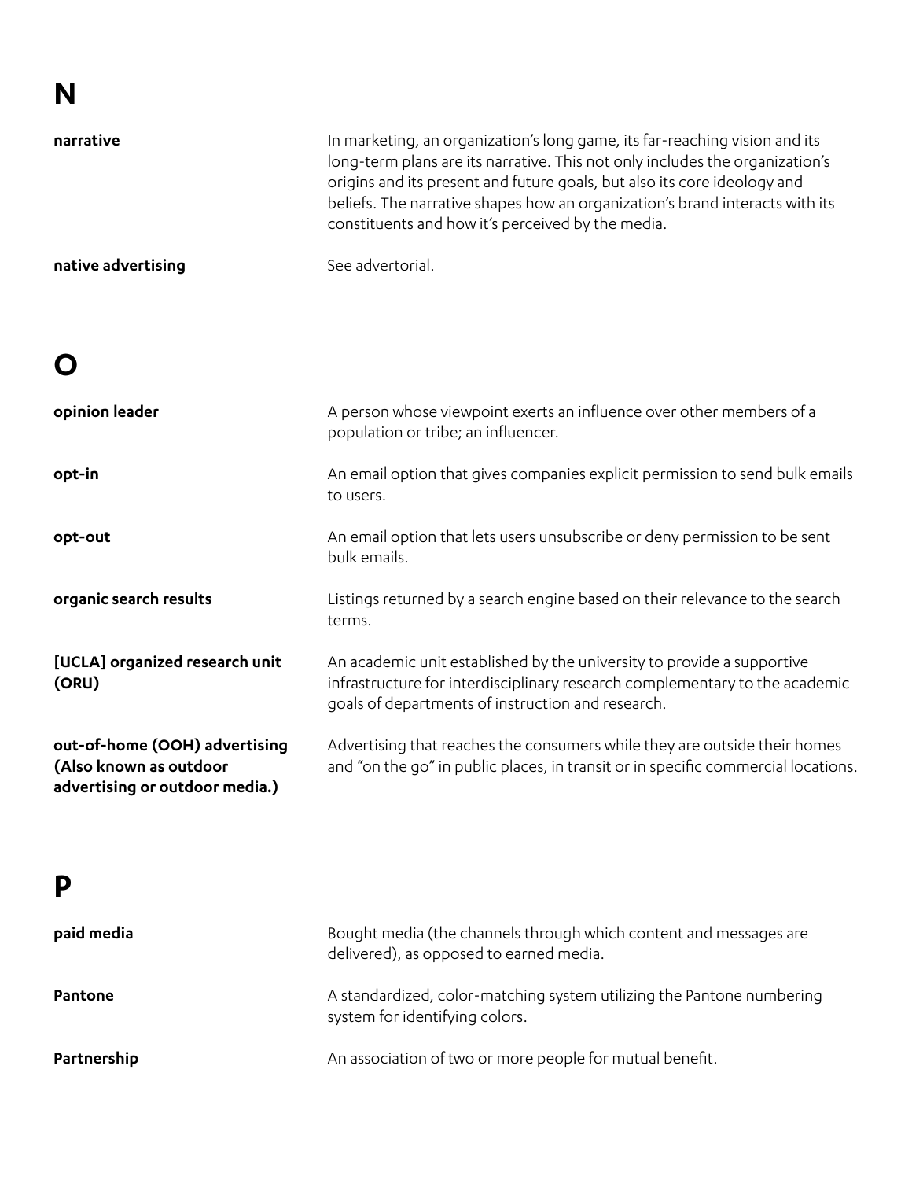# N

**narrative**

In marketing, an organization's long game, its far-reaching vision and its long-term plans are its narrative. This not only includes the organization's origins and its present and future goals, but also its core ideology and beliefs. The narrative shapes how an organization's brand interacts with its constituents and how it's perceived by the media.

**native advertising**

See advertorial.

# O

**opinion leader**

A person whose viewpoint exerts an influence over other members of a population or tribe; an influencer.

**opt-in**

An email option that gives companies explicit permission to send bulk emails to users.

**opt-out**

An email option that lets users unsubscribe or deny permission to be sent bulk emails.

**organic search results**

Listings returned by a search engine based on their relevance to the search terms.

**[UCLA] organized research unit (ORU)**

An academic unit established by the university to provide a supportive infrastructure for interdisciplinary research complementary to the academic goals of departments of instruction and research.

**out-of-home (OOH) advertising (Also known as outdoor advertising or outdoor media.)**

Advertising that reaches the consumers while they are outside their homes and "on the go" in public places, in transit or in specific commercial locations.

# P

**paid media**

Bought media (the channels through which content and messages are delivered), as opposed to earned media.

**Pantone**

A standardized, color-matching system utilizing the Pantone numbering system for identifying colors.

**Partnership**

An association of two or more people for mutual benefit.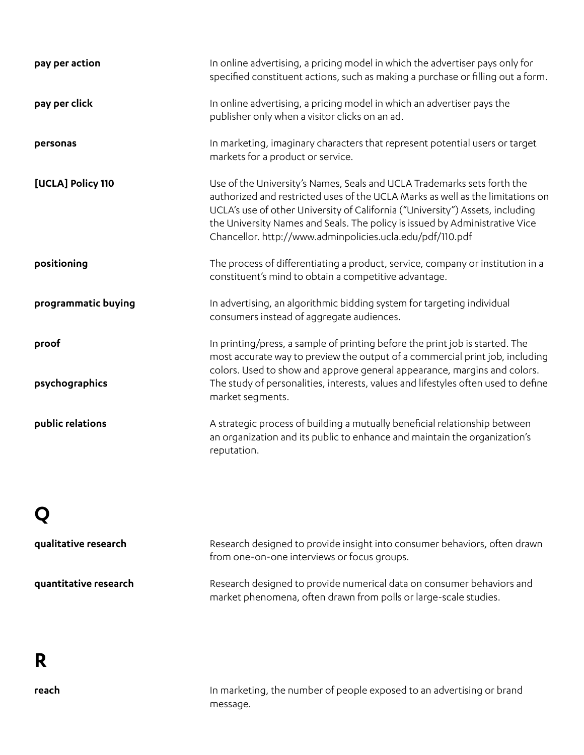**pay per action** In online advertising, a pricing model in which the advertiser pays only for specified constituent actions, such as making a purchase or filling out a form.

**pay per click** In online advertising, a pricing model in which an advertiser pays the publisher only when a visitor clicks on an ad.

**personas** In marketing, imaginary characters that represent potential users or target markets for a product or service.

**[UCLA] Policy 110** Use of the University's Names, Seals and UCLA Trademarks sets forth the authorized and restricted uses of the UCLA Marks as well as the limitations on UCLA's use of other University of California ("University") Assets, including the University Names and Seals. The policy is issued by Administrative Vice Chancellor. http://www.adminpolicies.ucla.edu/pdf/110.pdf

**positioning** The process of differentiating a product, service, company or institution in a constituent's mind to obtain a competitive advantage.

**programmatic buying** In advertising, an algorithmic bidding system for targeting individual consumers instead of aggregate audiences.

**proof** In printing/press, a sample of printing before the print job is started. The most accurate way to preview the output of a commercial print job, including colors. Used to show and approve general appearance, margins and colors.

**psychographics** The study of personalities, interests, values and lifestyles often used to define market segments.

**public relations** A strategic process of building a mutually beneficial relationship between an organization and its public to enhance and maintain the organization's reputation.

# Q

**qualitative research** Research designed to provide insight into consumer behaviors, often drawn from one-on-one interviews or focus groups.

**quantitative research** Research designed to provide numerical data on consumer behaviors and market phenomena, often drawn from polls or large-scale studies.

# R

**reach** In marketing, the number of people exposed to an advertising or brand message.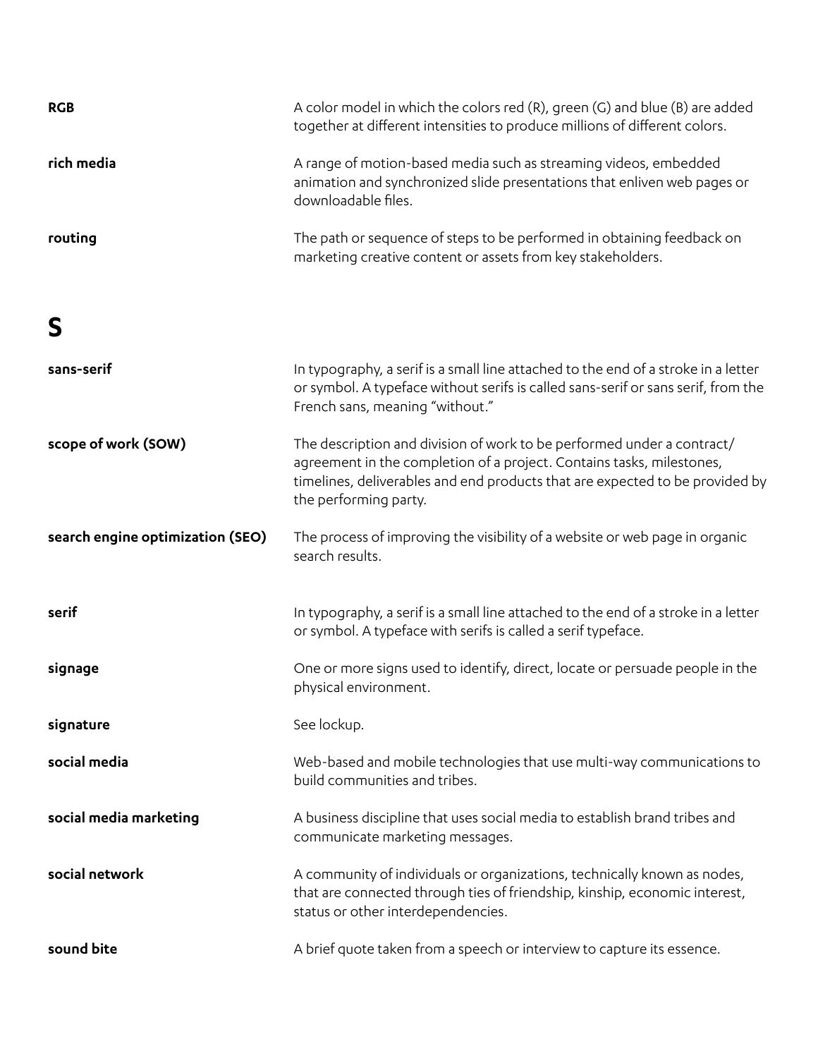**RGB** — A color model in which the colors red (R), green (G) and blue (B) are added together at different intensities to produce millions of different colors.

**rich media** — A range of motion-based media such as streaming videos, embedded animation and synchronized slide presentations that enliven web pages or downloadable files.

**routing** — The path or sequence of steps to be performed in obtaining feedback on marketing creative content or assets from key stakeholders.

# S

**sans-serif** — In typography, a serif is a small line attached to the end of a stroke in a letter or symbol. A typeface without serifs is called sans-serif or sans serif, from the French sans, meaning "without."

**scope of work (SOW)** — The description and division of work to be performed under a contract/agreement in the completion of a project. Contains tasks, milestones, timelines, deliverables and end products that are expected to be provided by the performing party.

**search engine optimization (SEO)** — The process of improving the visibility of a website or web page in organic search results.

**serif** — In typography, a serif is a small line attached to the end of a stroke in a letter or symbol. A typeface with serifs is called a serif typeface.

**signage** — One or more signs used to identify, direct, locate or persuade people in the physical environment.

**signature** — See lockup.

**social media** — Web-based and mobile technologies that use multi-way communications to build communities and tribes.

**social media marketing** — A business discipline that uses social media to establish brand tribes and communicate marketing messages.

**social network** — A community of individuals or organizations, technically known as nodes, that are connected through ties of friendship, kinship, economic interest, status or other interdependencies.

**sound bite** — A brief quote taken from a speech or interview to capture its essence.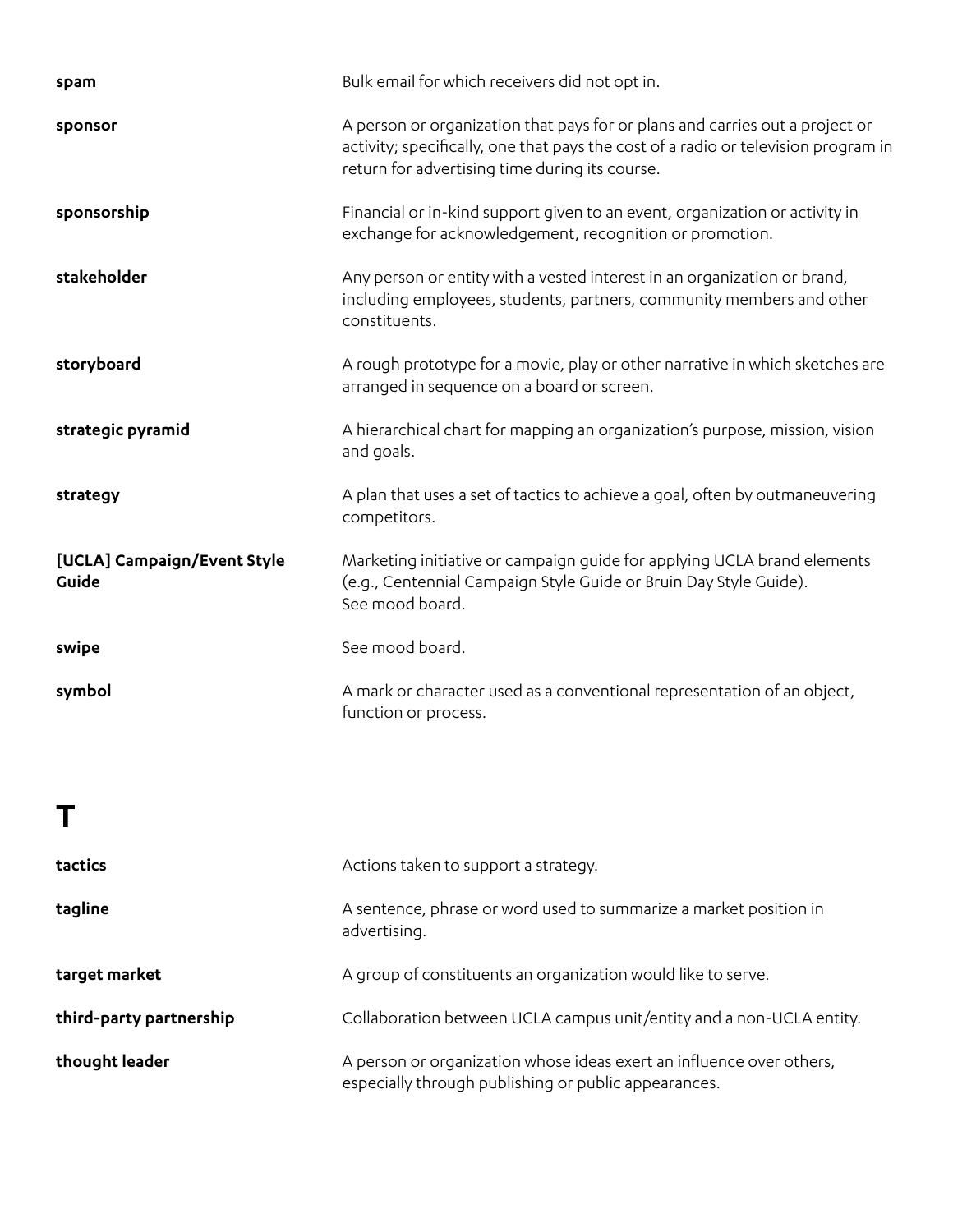| | |
|---|---|
| **spam** | Bulk email for which receivers did not opt in. |
| **sponsor** | A person or organization that pays for or plans and carries out a project or activity; specifically, one that pays the cost of a radio or television program in return for advertising time during its course. |
| **sponsorship** | Financial or in-kind support given to an event, organization or activity in exchange for acknowledgement, recognition or promotion. |
| **stakeholder** | Any person or entity with a vested interest in an organization or brand, including employees, students, partners, community members and other constituents. |
| **storyboard** | A rough prototype for a movie, play or other narrative in which sketches are arranged in sequence on a board or screen. |
| **strategic pyramid** | A hierarchical chart for mapping an organization's purpose, mission, vision and goals. |
| **strategy** | A plan that uses a set of tactics to achieve a goal, often by outmaneuvering competitors. |
| **[UCLA] Campaign/Event Style Guide** | Marketing initiative or campaign guide for applying UCLA brand elements (e.g., Centennial Campaign Style Guide or Bruin Day Style Guide). See mood board. |
| **swipe** | See mood board. |
| **symbol** | A mark or character used as a conventional representation of an object, function or process. |

# T

| | |
|---|---|
| **tactics** | Actions taken to support a strategy. |
| **tagline** | A sentence, phrase or word used to summarize a market position in advertising. |
| **target market** | A group of constituents an organization would like to serve. |
| **third-party partnership** | Collaboration between UCLA campus unit/entity and a non-UCLA entity. |
| **thought leader** | A person or organization whose ideas exert an influence over others, especially through publishing or public appearances. |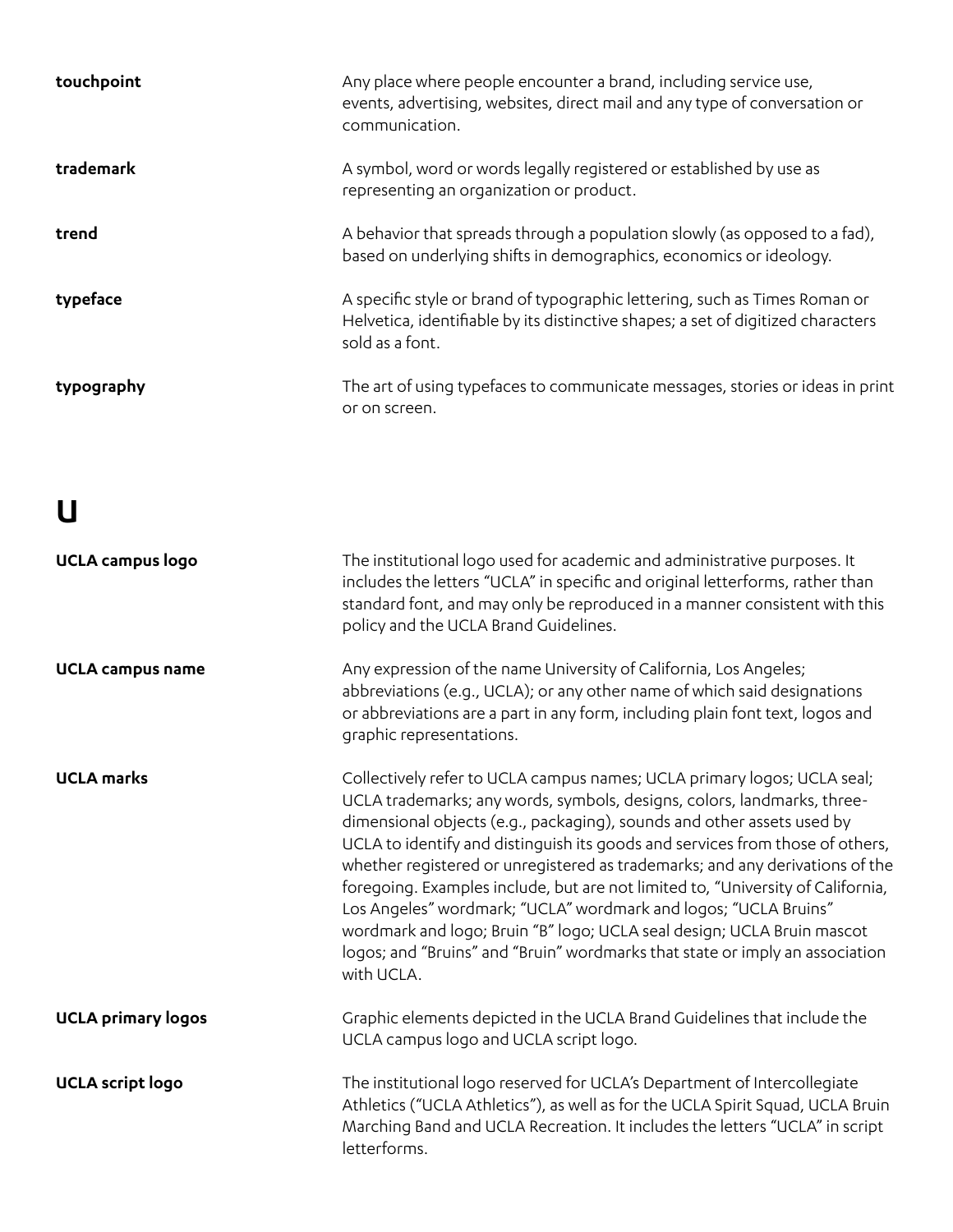**touchpoint**
Any place where people encounter a brand, including service use, events, advertising, websites, direct mail and any type of conversation or communication.

**trademark**
A symbol, word or words legally registered or established by use as representing an organization or product.

**trend**
A behavior that spreads through a population slowly (as opposed to a fad), based on underlying shifts in demographics, economics or ideology.

**typeface**
A specific style or brand of typographic lettering, such as Times Roman or Helvetica, identifiable by its distinctive shapes; a set of digitized characters sold as a font.

**typography**
The art of using typefaces to communicate messages, stories or ideas in print or on screen.

# U

**UCLA campus logo**
The institutional logo used for academic and administrative purposes. It includes the letters "UCLA" in specific and original letterforms, rather than standard font, and may only be reproduced in a manner consistent with this policy and the UCLA Brand Guidelines.

**UCLA campus name**
Any expression of the name University of California, Los Angeles; abbreviations (e.g., UCLA); or any other name of which said designations or abbreviations are a part in any form, including plain font text, logos and graphic representations.

**UCLA marks**
Collectively refer to UCLA campus names; UCLA primary logos; UCLA seal; UCLA trademarks; any words, symbols, designs, colors, landmarks, three-dimensional objects (e.g., packaging), sounds and other assets used by UCLA to identify and distinguish its goods and services from those of others, whether registered or unregistered as trademarks; and any derivations of the foregoing. Examples include, but are not limited to, "University of California, Los Angeles" wordmark; "UCLA" wordmark and logos; "UCLA Bruins" wordmark and logo; Bruin "B" logo; UCLA seal design; UCLA Bruin mascot logos; and "Bruins" and "Bruin" wordmarks that state or imply an association with UCLA.

**UCLA primary logos**
Graphic elements depicted in the UCLA Brand Guidelines that include the UCLA campus logo and UCLA script logo.

**UCLA script logo**
The institutional logo reserved for UCLA's Department of Intercollegiate Athletics ("UCLA Athletics"), as well as for the UCLA Spirit Squad, UCLA Bruin Marching Band and UCLA Recreation. It includes the letters "UCLA" in script letterforms.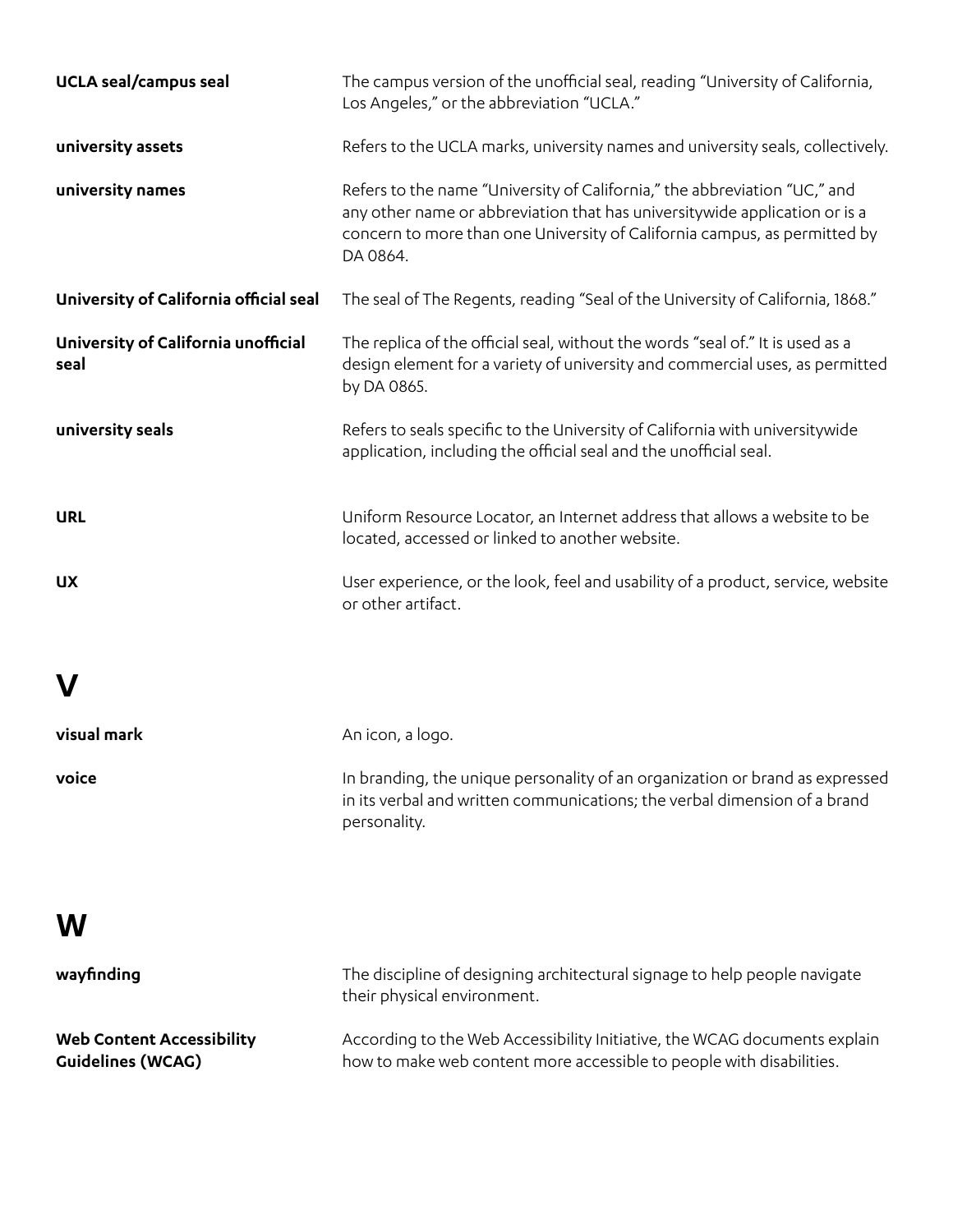**UCLA seal/campus seal** The campus version of the unofficial seal, reading "University of California, Los Angeles," or the abbreviation "UCLA."

**university assets** Refers to the UCLA marks, university names and university seals, collectively.

**university names** Refers to the name "University of California," the abbreviation "UC," and any other name or abbreviation that has universitywide application or is a concern to more than one University of California campus, as permitted by DA 0864.

**University of California official seal** The seal of The Regents, reading "Seal of the University of California, 1868."

**University of California unofficial seal** The replica of the official seal, without the words "seal of." It is used as a design element for a variety of university and commercial uses, as permitted by DA 0865.

**university seals** Refers to seals specific to the University of California with universitywide application, including the official seal and the unofficial seal.

**URL** Uniform Resource Locator, an Internet address that allows a website to be located, accessed or linked to another website.

**UX** User experience, or the look, feel and usability of a product, service, website or other artifact.

# V

**visual mark** An icon, a logo.

**voice** In branding, the unique personality of an organization or brand as expressed in its verbal and written communications; the verbal dimension of a brand personality.

# W

**wayfinding** The discipline of designing architectural signage to help people navigate their physical environment.

**Web Content Accessibility Guidelines (WCAG)** According to the Web Accessibility Initiative, the WCAG documents explain how to make web content more accessible to people with disabilities.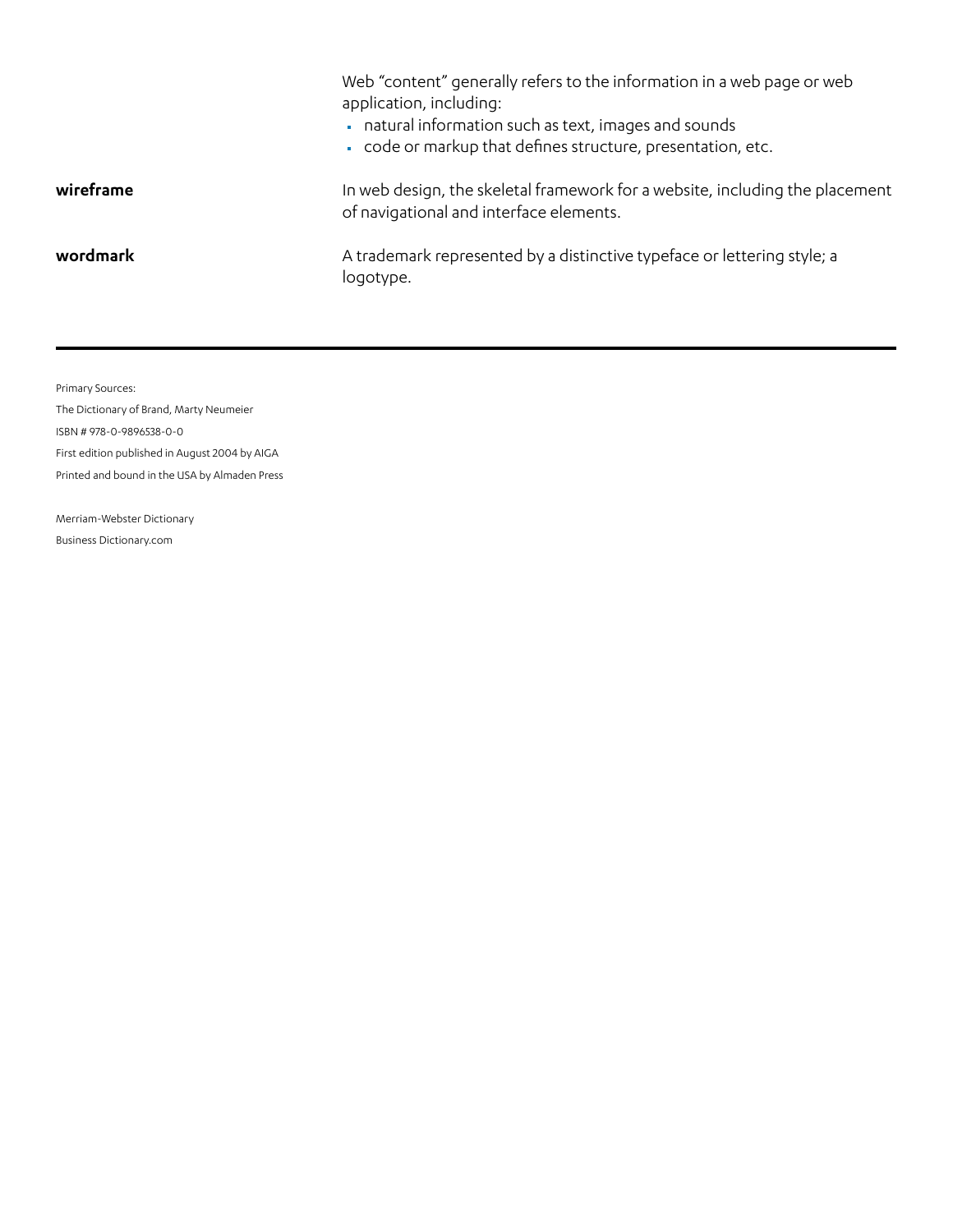Web “content” generally refers to the information in a web page or web application, including:

- natural information such as text, images and sounds
- code or markup that defines structure, presentation, etc.

**wireframe**

In web design, the skeletal framework for a website, including the placement of navigational and interface elements.

**wordmark**

A trademark represented by a distinctive typeface or lettering style; a logotype.

---

Primary Sources:

The Dictionary of Brand, Marty Neumeier

ISBN # 978-0-9896538-0-0

First edition published in August 2004 by AIGA

Printed and bound in the USA by Almaden Press

Merriam-Webster Dictionary

Business Dictionary.com